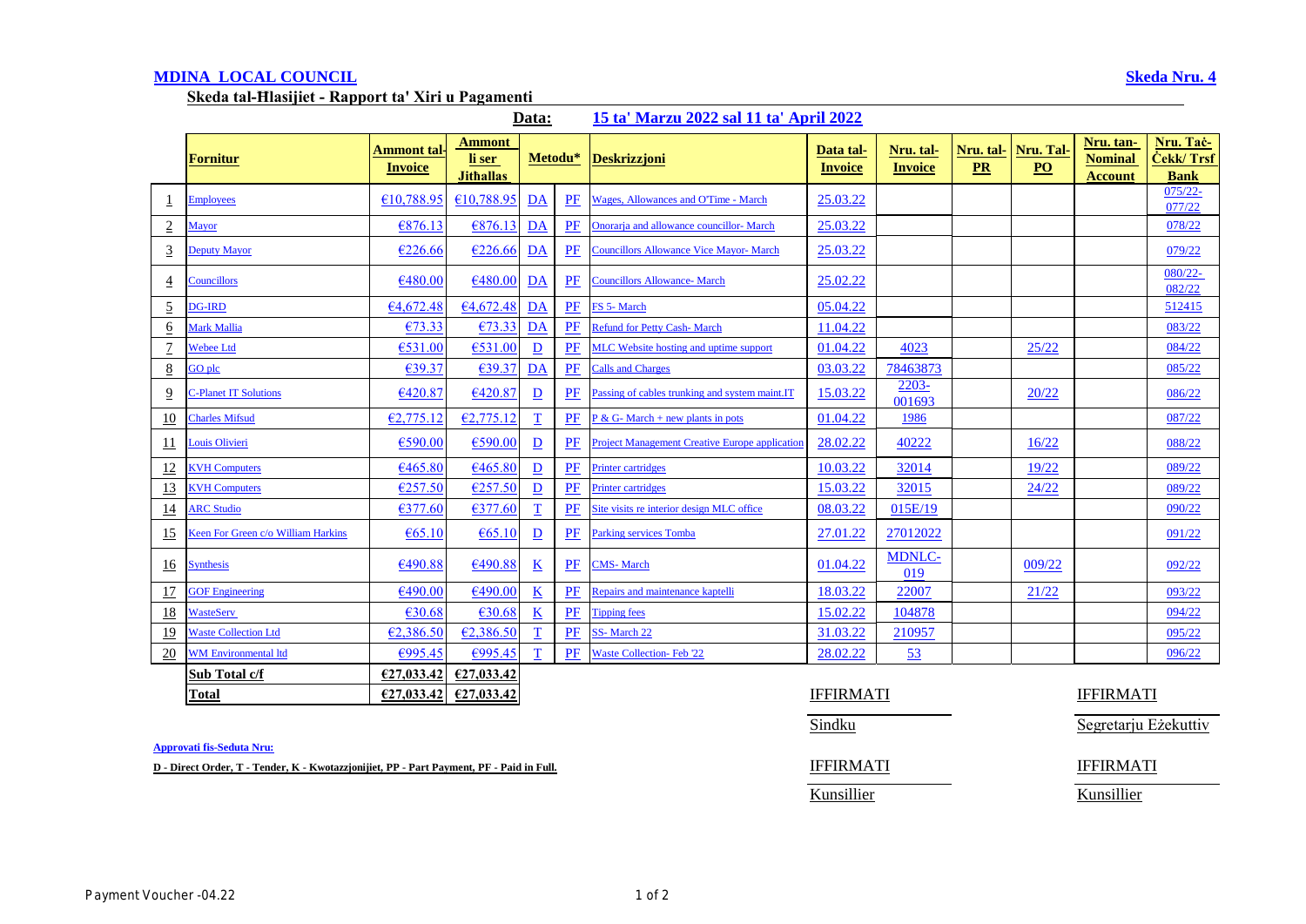**MDINA LOCAL COUNCIL** | **Skeda Nru. 4**

**Skeda tal-Ħlasijiet - Rapport ta' Xiri u Pagamenti**

**Data: 15 ta' Marzu 2022 sal 11 ta' April 2022**

| | Fornitur | Ammont tal-Invoice | Ammont li ser Jithallas | Metodu* | | Deskrizzjoni | Data tal-Invoice | Nru. tal-Invoice | Nru. tal-PR | Nru. Tal-PO | Nru. tan-Nominal Account | Nru. Taċ-Ċekk/ Trsf Bank |
|---|---|---|---|---|---|---|---|---|---|---|---|---|
| 1 | Employees | €10,788.95 | €10,788.95 | DA | PF | Wages, Allowances and O'Time - March | 25.03.22 | | | | | 075/22-077/22 |
| 2 | Mayor | €876.13 | €876.13 | DA | PF | Onorarja and allowance councillor- March | 25.03.22 | | | | | 078/22 |
| 3 | Deputy Mayor | €226.66 | €226.66 | DA | PF | Councillors Allowance Vice Mayor- March | 25.03.22 | | | | | 079/22 |
| 4 | Councillors | €480.00 | €480.00 | DA | PF | Councillors Allowance- March | 25.02.22 | | | | | 080/22-082/22 |
| 5 | DG-IRD | €4,672.48 | €4,672.48 | DA | PF | FS 5- March | 05.04.22 | | | | | 512415 |
| 6 | Mark Mallia | €73.33 | €73.33 | DA | PF | Refund for Petty Cash- March | 11.04.22 | | | | | 083/22 |
| 7 | Webee Ltd | €531.00 | €531.00 | D | PF | MLC Website hosting and uptime support | 01.04.22 | 4023 | | 25/22 | | 084/22 |
| 8 | GO plc | €39.37 | €39.37 | DA | PF | Calls and Charges | 03.03.22 | 78463873 | | | | 085/22 |
| 9 | C-Planet IT Solutions | €420.87 | €420.87 | D | PF | Passing of cables trunking and system maint.IT | 15.03.22 | 2203-001693 | | 20/22 | | 086/22 |
| 10 | Charles Mifsud | €2,775.12 | €2,775.12 | T | PF | P & G- March + new plants in pots | 01.04.22 | 1986 | | | | 087/22 |
| 11 | Louis Olivieri | €590.00 | €590.00 | D | PF | Project Management Creative Europe application | 28.02.22 | 40222 | | 16/22 | | 088/22 |
| 12 | KVH Computers | €465.80 | €465.80 | D | PF | Printer cartridges | 10.03.22 | 32014 | | 19/22 | | 089/22 |
| 13 | KVH Computers | €257.50 | €257.50 | D | PF | Printer cartridges | 15.03.22 | 32015 | | 24/22 | | 089/22 |
| 14 | ARC Studio | €377.60 | €377.60 | T | PF | Site visits re interior design MLC office | 08.03.22 | 015E/19 | | | | 090/22 |
| 15 | Keen For Green c/o William Harkins | €65.10 | €65.10 | D | PF | Parking services Tomba | 27.01.22 | 27012022 | | | | 091/22 |
| 16 | Synthesis | €490.88 | €490.88 | K | PF | CMS- March | 01.04.22 | MDNLC-019 | | 009/22 | | 092/22 |
| 17 | GOF Engineering | €490.00 | €490.00 | K | PF | Repairs and maintenance kaptelli | 18.03.22 | 22007 | | 21/22 | | 093/22 |
| 18 | WasteServ | €30.68 | €30.68 | K | PF | Tipping fees | 15.02.22 | 104878 | | | | 094/22 |
| 19 | Waste Collection Ltd | €2,386.50 | €2,386.50 | T | PF | SS- March 22 | 31.03.22 | 210957 | | | | 095/22 |
| 20 | WM Environmental ltd | €995.45 | €995.45 | T | PF | Waste Collection- Feb '22 | 28.02.22 | 53 | | | | 096/22 |
| | **Sub Total c/f** | **€27,033.42** | **€27,033.42** | | | | | | | | | |
| | **Total** | **€27,033.42** | **€27,033.42** | | | | | | | | | |

IFFIRMATI
Sindku

IFFIRMATI
Segretarju Eżekuttiv

**Approvati fis-Seduta Nru:**

**D - Direct Order, T - Tender, K - Kwotazzjonijiet, PP - Part Payment, PF - Paid in Full.**

IFFIRMATI
Kunsillier

IFFIRMATI
Kunsillier

Payment Voucher -04.22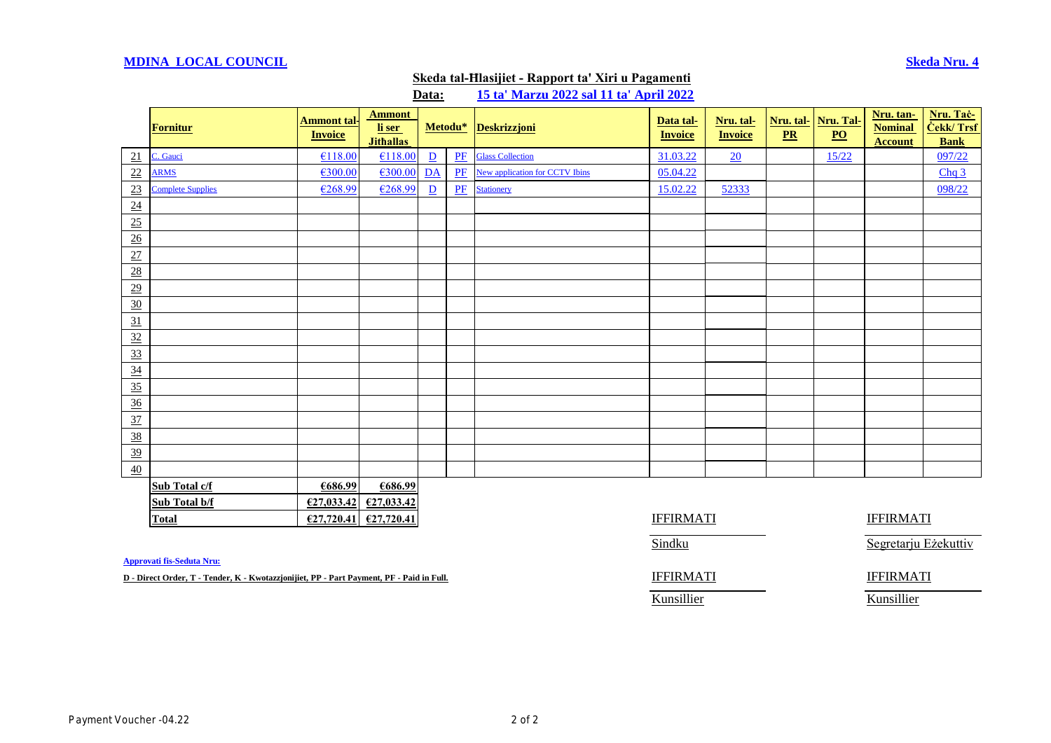**MDINA LOCAL COUNCIL**

**Skeda Nru. 4**

## Skeda tal-Ħlasijiet - Rapport ta' Xiri u Pagamenti

**Data:** 15 ta' Marzu 2022 sal 11 ta' April 2022

| | Fornitur | Ammont tal-Invoice | Ammont li ser Jitħallas | Metodu* | | Deskrizzjoni | Data tal-Invoice | Nru. tal-Invoice | Nru. tal-PR | Nru. Tal-PO | Nru. tan-Nominal Account | Nru. Taċ-Ċekk/ Trsf Bank |
|---|---|---|---|---|---|---|---|---|---|---|---|---|
| 21 | C. Gauci | €118.00 | €118.00 | D | PF | Glass Collection | 31.03.22 | 20 | | 15/22 | | 097/22 |
| 22 | ARMS | €300.00 | €300.00 | DA | PF | New application for CCTV Ibins | 05.04.22 | | | | | Chq 3 |
| 23 | Complete Supplies | €268.99 | €268.99 | D | PF | Stationery | 15.02.22 | 52333 | | | | 098/22 |
| 24 | | | | | | | | | | | | |
| 25 | | | | | | | | | | | | |
| 26 | | | | | | | | | | | | |
| 27 | | | | | | | | | | | | |
| 28 | | | | | | | | | | | | |
| 29 | | | | | | | | | | | | |
| 30 | | | | | | | | | | | | |
| 31 | | | | | | | | | | | | |
| 32 | | | | | | | | | | | | |
| 33 | | | | | | | | | | | | |
| 34 | | | | | | | | | | | | |
| 35 | | | | | | | | | | | | |
| 36 | | | | | | | | | | | | |
| 37 | | | | | | | | | | | | |
| 38 | | | | | | | | | | | | |
| 39 | | | | | | | | | | | | |
| 40 | | | | | | | | | | | | |
| | **Sub Total c/f** | **€686.99** | **€686.99** | | | | | | | | | |
| | **Sub Total b/f** | **€27,033.42** | **€27,033.42** | | | | | | | | | |
| | **Total** | **€27,720.41** | **€27,720.41** | | | | | | | | | |

IFFIRMATI

Sindku

IFFIRMATI

Segretarju Eżekuttiv

IFFIRMATI

Kunsillier

IFFIRMATI

Kunsillier

**Approvati fis-Seduta Nru:**

**D - Direct Order, T - Tender, K - Kwotazzjonijiet, PP - Part Payment, PF - Paid in Full.**